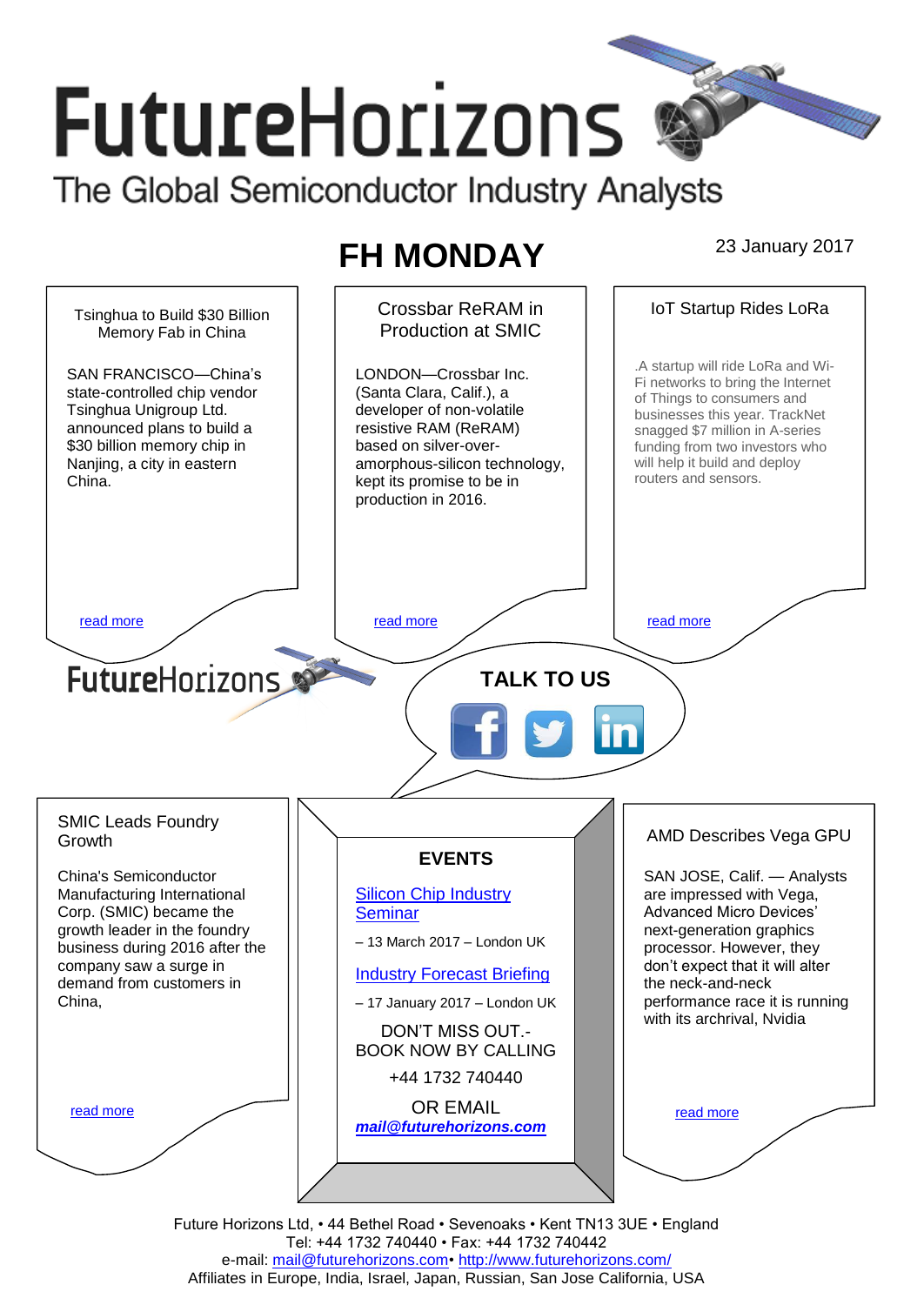# FutureHorizons

The Global Semiconductor Industry Analysts

## FH MONDAY

23 January 2017

### Tsinghua to Build $30 Billion Memory Fab in China

SAN FRANCISCO—China's state-controlled chip vendor Tsinghua Unigroup Ltd. announced plans to build a $30 billion memory chip in Nanjing, a city in eastern China.

read more

### Crossbar ReRAM in Production at SMIC

LONDON—Crossbar Inc. (Santa Clara, Calif.), a developer of non-volatile resistive RAM (ReRAM) based on silver-over-amorphous-silicon technology, kept its promise to be in production in 2016.

read more

### IoT Startup Rides LoRa

.A startup will ride LoRa and Wi-Fi networks to bring the Internet of Things to consumers and businesses this year. TrackNet snagged $7 million in A-series funding from two investors who will help it build and deploy routers and sensors.

read more

FutureHorizons

**TALK TO US**

### SMIC Leads Foundry Growth

China's Semiconductor Manufacturing International Corp. (SMIC) became the growth leader in the foundry business during 2016 after the company saw a surge in demand from customers in China,

read more

### EVENTS

Silicon Chip Industry Seminar

– 13 March 2017 – London UK

Industry Forecast Briefing

– 17 January 2017 – London UK

DON'T MISS OUT.- BOOK NOW BY CALLING

+44 1732 740440

OR EMAIL

***mail@futurehorizons.com***

### AMD Describes Vega GPU

SAN JOSE, Calif. — Analysts are impressed with Vega, Advanced Micro Devices' next-generation graphics processor. However, they don't expect that it will alter the neck-and-neck performance race it is running with its archrival, Nvidia

read more

Future Horizons Ltd, • 44 Bethel Road • Sevenoaks • Kent TN13 3UE • England
Tel: +44 1732 740440 • Fax: +44 1732 740442
e-mail: mail@futurehorizons.com• http://www.futurehorizons.com/
Affiliates in Europe, India, Israel, Japan, Russian, San Jose California, USA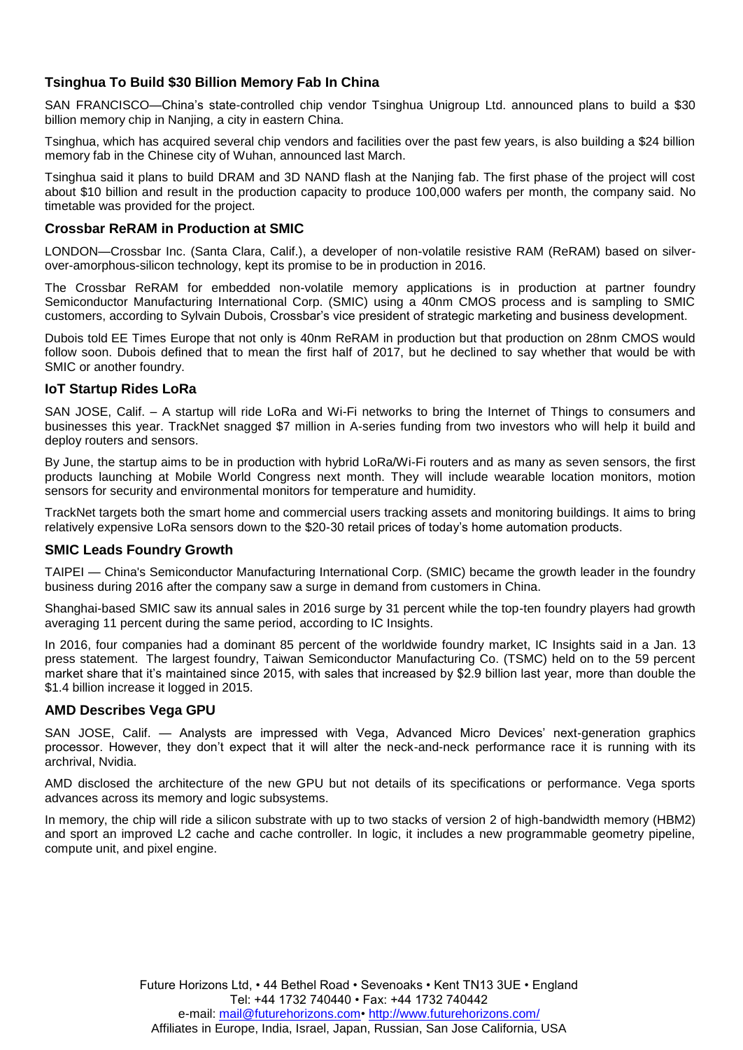### Tsinghua To Build $30 Billion Memory Fab In China

SAN FRANCISCO—China's state-controlled chip vendor Tsinghua Unigroup Ltd. announced plans to build a $30 billion memory chip in Nanjing, a city in eastern China.

Tsinghua, which has acquired several chip vendors and facilities over the past few years, is also building a $24 billion memory fab in the Chinese city of Wuhan, announced last March.

Tsinghua said it plans to build DRAM and 3D NAND flash at the Nanjing fab. The first phase of the project will cost about $10 billion and result in the production capacity to produce 100,000 wafers per month, the company said. No timetable was provided for the project.

### Crossbar ReRAM in Production at SMIC

LONDON—Crossbar Inc. (Santa Clara, Calif.), a developer of non-volatile resistive RAM (ReRAM) based on silver-over-amorphous-silicon technology, kept its promise to be in production in 2016.

The Crossbar ReRAM for embedded non-volatile memory applications is in production at partner foundry Semiconductor Manufacturing International Corp. (SMIC) using a 40nm CMOS process and is sampling to SMIC customers, according to Sylvain Dubois, Crossbar's vice president of strategic marketing and business development.

Dubois told EE Times Europe that not only is 40nm ReRAM in production but that production on 28nm CMOS would follow soon. Dubois defined that to mean the first half of 2017, but he declined to say whether that would be with SMIC or another foundry.

### IoT Startup Rides LoRa

SAN JOSE, Calif. – A startup will ride LoRa and Wi-Fi networks to bring the Internet of Things to consumers and businesses this year. TrackNet snagged $7 million in A-series funding from two investors who will help it build and deploy routers and sensors.

By June, the startup aims to be in production with hybrid LoRa/Wi-Fi routers and as many as seven sensors, the first products launching at Mobile World Congress next month. They will include wearable location monitors, motion sensors for security and environmental monitors for temperature and humidity.

TrackNet targets both the smart home and commercial users tracking assets and monitoring buildings. It aims to bring relatively expensive LoRa sensors down to the $20-30 retail prices of today's home automation products.

### SMIC Leads Foundry Growth

TAIPEI — China's Semiconductor Manufacturing International Corp. (SMIC) became the growth leader in the foundry business during 2016 after the company saw a surge in demand from customers in China.

Shanghai-based SMIC saw its annual sales in 2016 surge by 31 percent while the top-ten foundry players had growth averaging 11 percent during the same period, according to IC Insights.

In 2016, four companies had a dominant 85 percent of the worldwide foundry market, IC Insights said in a Jan. 13 press statement. The largest foundry, Taiwan Semiconductor Manufacturing Co. (TSMC) held on to the 59 percent market share that it's maintained since 2015, with sales that increased by $2.9 billion last year, more than double the $1.4 billion increase it logged in 2015.

### AMD Describes Vega GPU

SAN JOSE, Calif. — Analysts are impressed with Vega, Advanced Micro Devices' next-generation graphics processor. However, they don't expect that it will alter the neck-and-neck performance race it is running with its archrival, Nvidia.

AMD disclosed the architecture of the new GPU but not details of its specifications or performance. Vega sports advances across its memory and logic subsystems.

In memory, the chip will ride a silicon substrate with up to two stacks of version 2 of high-bandwidth memory (HBM2) and sport an improved L2 cache and cache controller. In logic, it includes a new programmable geometry pipeline, compute unit, and pixel engine.

Future Horizons Ltd, • 44 Bethel Road • Sevenoaks • Kent TN13 3UE • England
Tel: +44 1732 740440 • Fax: +44 1732 740442
e-mail: mail@futurehorizons.com• http://www.futurehorizons.com/
Affiliates in Europe, India, Israel, Japan, Russian, San Jose California, USA